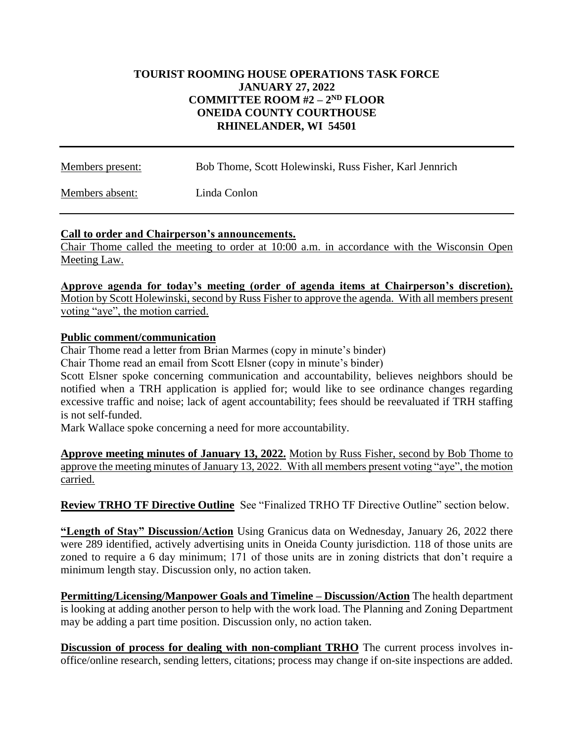**TOURIST ROOMING HOUSE OPERATIONS TASK FORCE**
**JANUARY 27, 2022**
**COMMITTEE ROOM #2 – 2ND FLOOR**
**ONEIDA COUNTY COURTHOUSE**
**RHINELANDER, WI 54501**

---

Members present: Bob Thome, Scott Holewinski, Russ Fisher, Karl Jennrich

Members absent: Linda Conlon

---

**Call to order and Chairperson's announcements.**
Chair Thome called the meeting to order at 10:00 a.m. in accordance with the Wisconsin Open Meeting Law.

**Approve agenda for today's meeting (order of agenda items at Chairperson's discretion).** Motion by Scott Holewinski, second by Russ Fisher to approve the agenda. With all members present voting "aye", the motion carried.

**Public comment/communication**
Chair Thome read a letter from Brian Marmes (copy in minute's binder)
Chair Thome read an email from Scott Elsner (copy in minute's binder)
Scott Elsner spoke concerning communication and accountability, believes neighbors should be notified when a TRH application is applied for; would like to see ordinance changes regarding excessive traffic and noise; lack of agent accountability; fees should be reevaluated if TRH staffing is not self-funded.
Mark Wallace spoke concerning a need for more accountability.

**Approve meeting minutes of January 13, 2022.** Motion by Russ Fisher, second by Bob Thome to approve the meeting minutes of January 13, 2022. With all members present voting "aye", the motion carried.

**Review TRHO TF Directive Outline** See "Finalized TRHO TF Directive Outline" section below.

**"Length of Stay" Discussion/Action** Using Granicus data on Wednesday, January 26, 2022 there were 289 identified, actively advertising units in Oneida County jurisdiction. 118 of those units are zoned to require a 6 day minimum; 171 of those units are in zoning districts that don't require a minimum length stay. Discussion only, no action taken.

**Permitting/Licensing/Manpower Goals and Timeline – Discussion/Action** The health department is looking at adding another person to help with the work load. The Planning and Zoning Department may be adding a part time position. Discussion only, no action taken.

**Discussion of process for dealing with non-compliant TRHO** The current process involves in-office/online research, sending letters, citations; process may change if on-site inspections are added.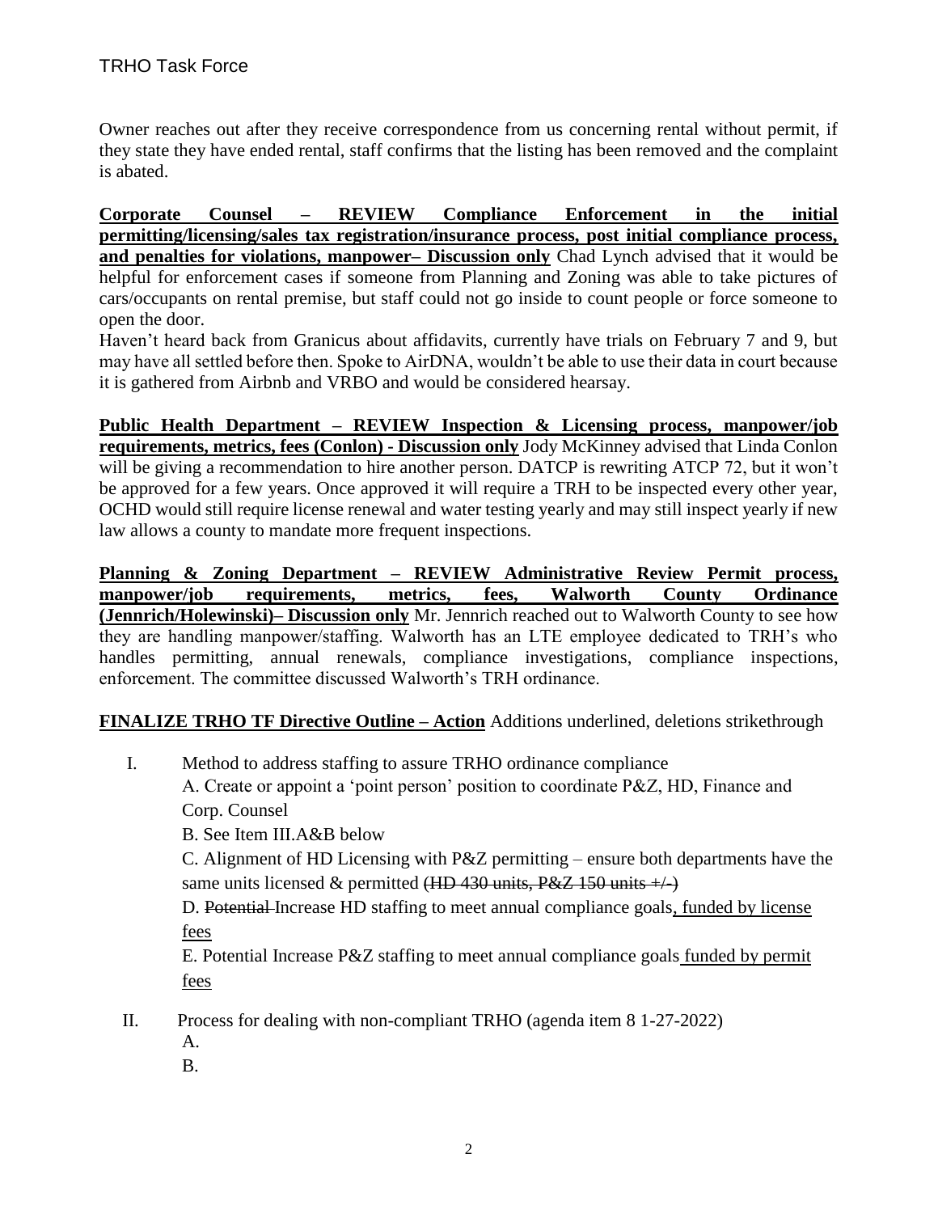Owner reaches out after they receive correspondence from us concerning rental without permit, if they state they have ended rental, staff confirms that the listing has been removed and the complaint is abated.

**<u>Corporate Counsel – REVIEW Compliance Enforcement in the initial permitting/licensing/sales tax registration/insurance process, post initial compliance process, and penalties for violations, manpower– Discussion only</u>** Chad Lynch advised that it would be helpful for enforcement cases if someone from Planning and Zoning was able to take pictures of cars/occupants on rental premise, but staff could not go inside to count people or force someone to open the door.

Haven't heard back from Granicus about affidavits, currently have trials on February 7 and 9, but may have all settled before then. Spoke to AirDNA, wouldn't be able to use their data in court because it is gathered from Airbnb and VRBO and would be considered hearsay.

**<u>Public Health Department – REVIEW Inspection & Licensing process, manpower/job requirements, metrics, fees (Conlon) - Discussion only</u>** Jody McKinney advised that Linda Conlon will be giving a recommendation to hire another person. DATCP is rewriting ATCP 72, but it won't be approved for a few years. Once approved it will require a TRH to be inspected every other year, OCHD would still require license renewal and water testing yearly and may still inspect yearly if new law allows a county to mandate more frequent inspections.

**<u>Planning & Zoning Department – REVIEW Administrative Review Permit process, manpower/job requirements, metrics, fees, Walworth County Ordinance (Jennrich/Holewinski)– Discussion only</u>** Mr. Jennrich reached out to Walworth County to see how they are handling manpower/staffing. Walworth has an LTE employee dedicated to TRH's who handles permitting, annual renewals, compliance investigations, compliance inspections, enforcement. The committee discussed Walworth's TRH ordinance.

**<u>FINALIZE TRHO TF Directive Outline – Action</u>** Additions underlined, deletions strikethrough

I. Method to address staffing to assure TRHO ordinance compliance
   - A. Create or appoint a 'point person' position to coordinate P&Z, HD, Finance and Corp. Counsel
   - B. See Item III.A&B below
   - C. Alignment of HD Licensing with P&Z permitting – ensure both departments have the same units licensed & permitted ~~(HD 430 units, P&Z 150 units +/-)~~
   - D. ~~Potential~~ Increase HD staffing to meet annual compliance goals<u>, funded by license fees</u>
   - E. Potential Increase P&Z staffing to meet annual compliance goals<u> funded by permit fees</u>

II. Process for dealing with non-compliant TRHO (agenda item 8 1-27-2022)
   - A.
   - B.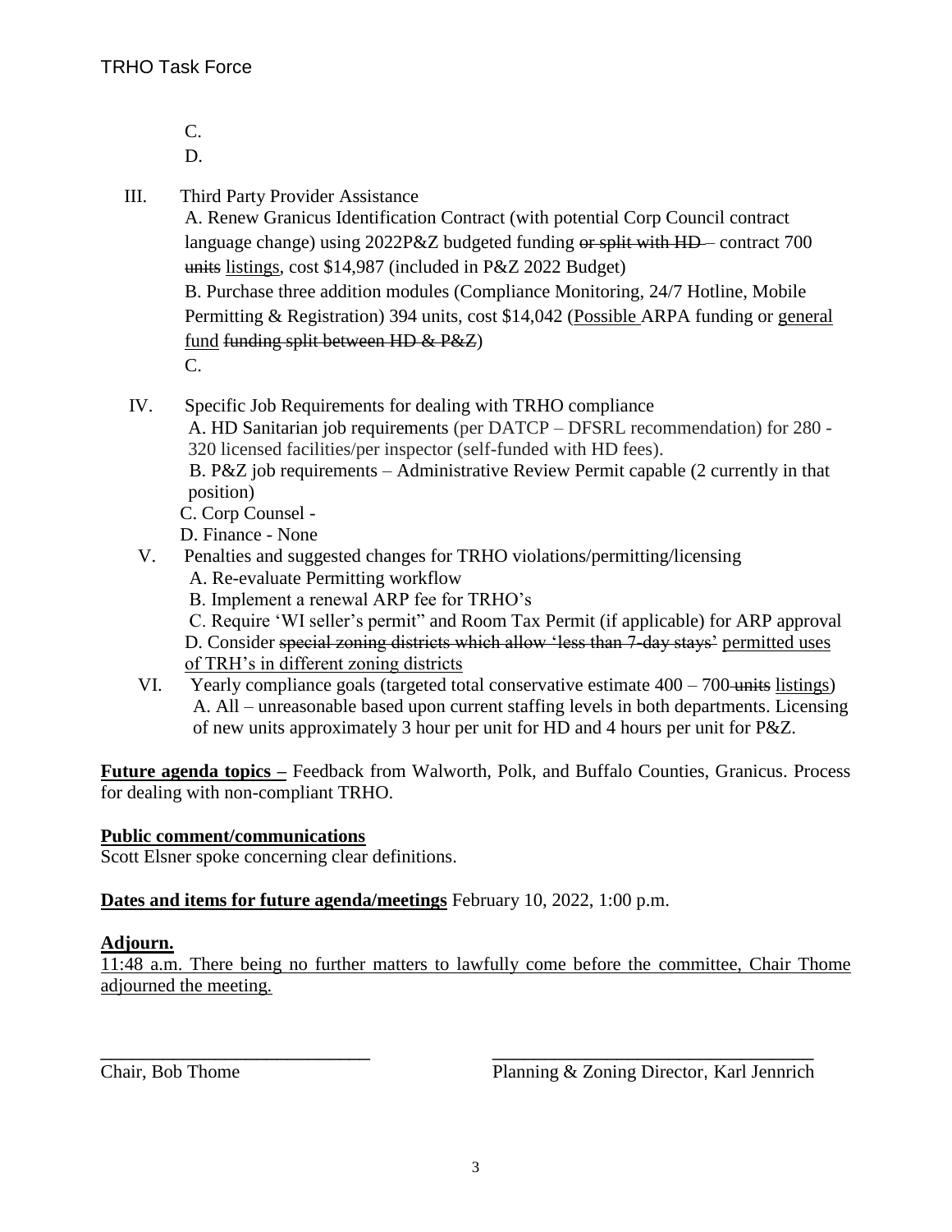C.

D.

III. Third Party Provider Assistance

A. Renew Granicus Identification Contract (with potential Corp Council contract language change) using 2022P&Z budgeted funding ~~or split with HD~~ – contract 700 ~~units~~ <u>listings</u>, cost $14,987 (included in P&Z 2022 Budget)

B. Purchase three addition modules (Compliance Monitoring, 24/7 Hotline, Mobile Permitting & Registration) 394 units, cost $14,042 (<u>Possible</u> ARPA funding or <u>general fund</u> ~~funding split between HD & P&Z~~)

C.

IV. Specific Job Requirements for dealing with TRHO compliance

A. HD Sanitarian job requirements (per DATCP – DFSRL recommendation) for 280 - 320 licensed facilities/per inspector (self-funded with HD fees).

B. P&Z job requirements – Administrative Review Permit capable (2 currently in that position)

C. Corp Counsel -

D. Finance - None

V. Penalties and suggested changes for TRHO violations/permitting/licensing

A. Re-evaluate Permitting workflow

B. Implement a renewal ARP fee for TRHO's

C. Require 'WI seller's permit" and Room Tax Permit (if applicable) for ARP approval

D. Consider ~~special zoning districts which allow 'less than 7-day stays'~~ <u>permitted uses of TRH's in different zoning districts</u>

VI. Yearly compliance goals (targeted total conservative estimate 400 – 700 ~~units~~ <u>listings</u>)

A. All – unreasonable based upon current staffing levels in both departments. Licensing of new units approximately 3 hour per unit for HD and 4 hours per unit for P&Z.

**<u>Future agenda topics</u> –** Feedback from Walworth, Polk, and Buffalo Counties, Granicus. Process for dealing with non-compliant TRHO.

**<u>Public comment/communications</u>**

Scott Elsner spoke concerning clear definitions.

**<u>Dates and items for future agenda/meetings</u>** February 10, 2022, 1:00 p.m.

**<u>Adjourn.</u>**

<u>11:48 a.m. There being no further matters to lawfully come before the committee, Chair Thome adjourned the meeting.</u>

\_\_\_\_\_\_\_\_\_\_\_\_\_\_\_\_\_\_\_\_\_\_\_\_\_\_\_\_\_\_

Chair, Bob Thome

\_\_\_\_\_\_\_\_\_\_\_\_\_\_\_\_\_\_\_\_\_\_\_\_\_\_\_\_\_\_\_\_\_\_\_

Planning & Zoning Director, Karl Jennrich